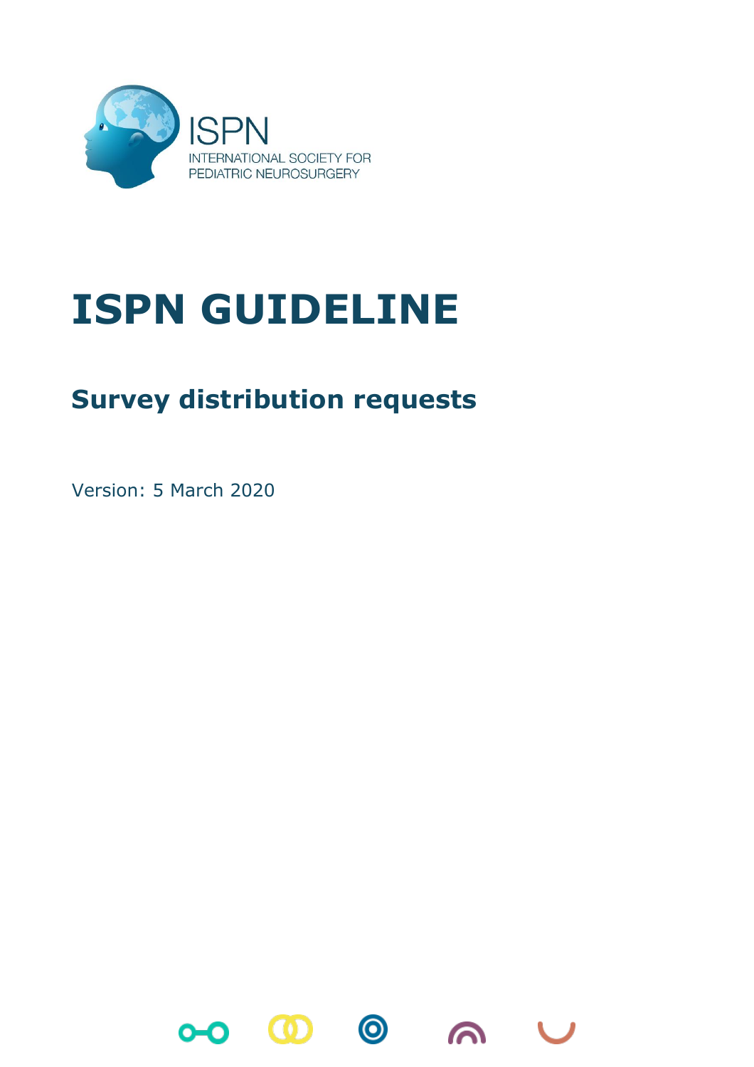ISPN
INTERNATIONAL SOCIETY FOR
PEDIATRIC NEUROSURGERY

# ISPN GUIDELINE

## Survey distribution requests

Version: 5 March 2020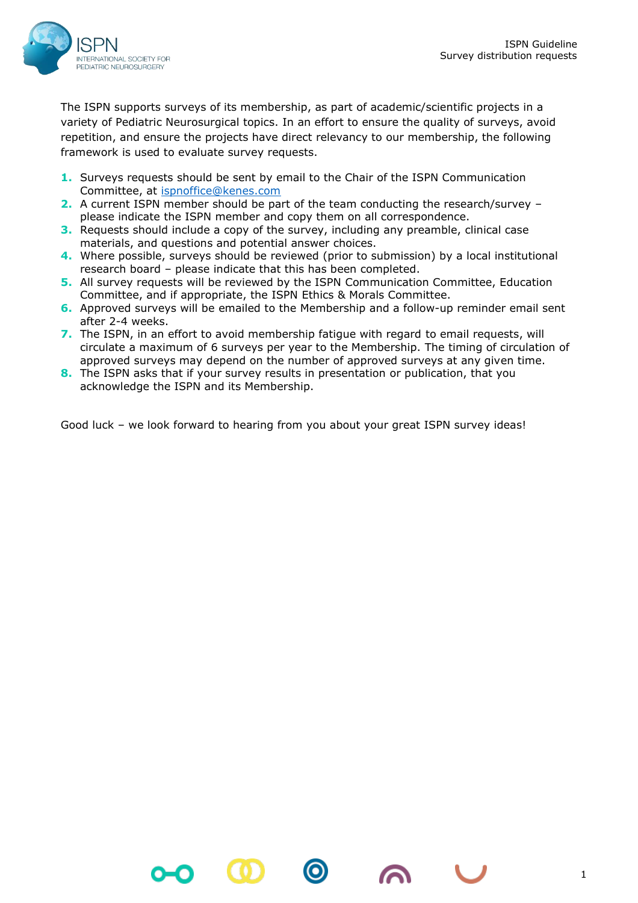The ISPN supports surveys of its membership, as part of academic/scientific projects in a variety of Pediatric Neurosurgical topics. In an effort to ensure the quality of surveys, avoid repetition, and ensure the projects have direct relevancy to our membership, the following framework is used to evaluate survey requests.

1. Surveys requests should be sent by email to the Chair of the ISPN Communication Committee, at ispnoffice@kenes.com
2. A current ISPN member should be part of the team conducting the research/survey – please indicate the ISPN member and copy them on all correspondence.
3. Requests should include a copy of the survey, including any preamble, clinical case materials, and questions and potential answer choices.
4. Where possible, surveys should be reviewed (prior to submission) by a local institutional research board – please indicate that this has been completed.
5. All survey requests will be reviewed by the ISPN Communication Committee, Education Committee, and if appropriate, the ISPN Ethics & Morals Committee.
6. Approved surveys will be emailed to the Membership and a follow-up reminder email sent after 2-4 weeks.
7. The ISPN, in an effort to avoid membership fatigue with regard to email requests, will circulate a maximum of 6 surveys per year to the Membership. The timing of circulation of approved surveys may depend on the number of approved surveys at any given time.
8. The ISPN asks that if your survey results in presentation or publication, that you acknowledge the ISPN and its Membership.

Good luck – we look forward to hearing from you about your great ISPN survey ideas!